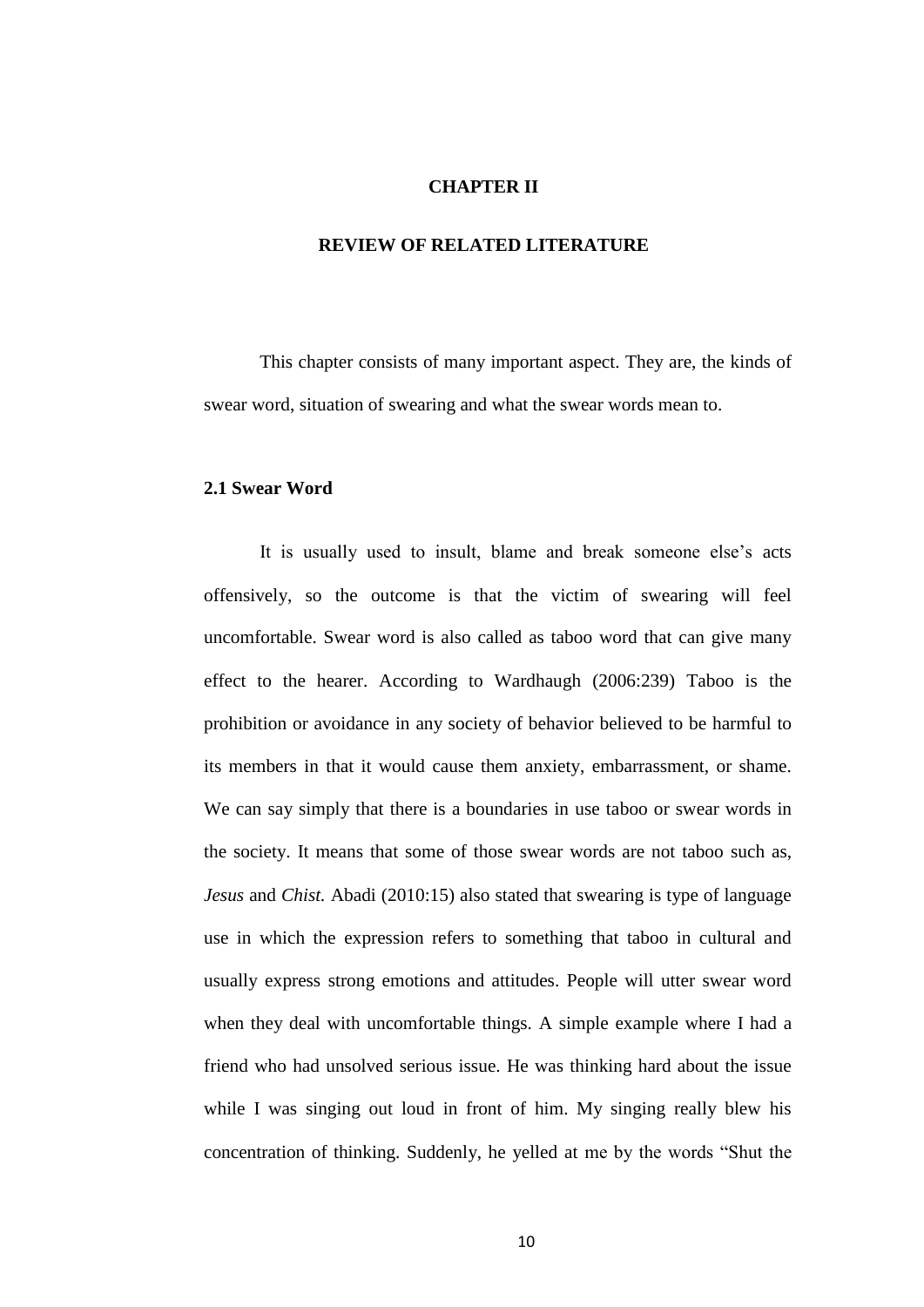# CHAPTER II

# REVIEW OF RELATED LITERATURE

This chapter consists of many important aspect. They are, the kinds of swear word, situation of swearing and what the swear words mean to.

## 2.1 Swear Word

It is usually used to insult, blame and break someone else's acts offensively, so the outcome is that the victim of swearing will feel uncomfortable. Swear word is also called as taboo word that can give many effect to the hearer. According to Wardhaugh (2006:239) Taboo is the prohibition or avoidance in any society of behavior believed to be harmful to its members in that it would cause them anxiety, embarrassment, or shame. We can say simply that there is a boundaries in use taboo or swear words in the society. It means that some of those swear words are not taboo such as, *Jesus* and *Chist.* Abadi (2010:15) also stated that swearing is type of language use in which the expression refers to something that taboo in cultural and usually express strong emotions and attitudes. People will utter swear word when they deal with uncomfortable things. A simple example where I had a friend who had unsolved serious issue. He was thinking hard about the issue while I was singing out loud in front of him. My singing really blew his concentration of thinking. Suddenly, he yelled at me by the words "Shut the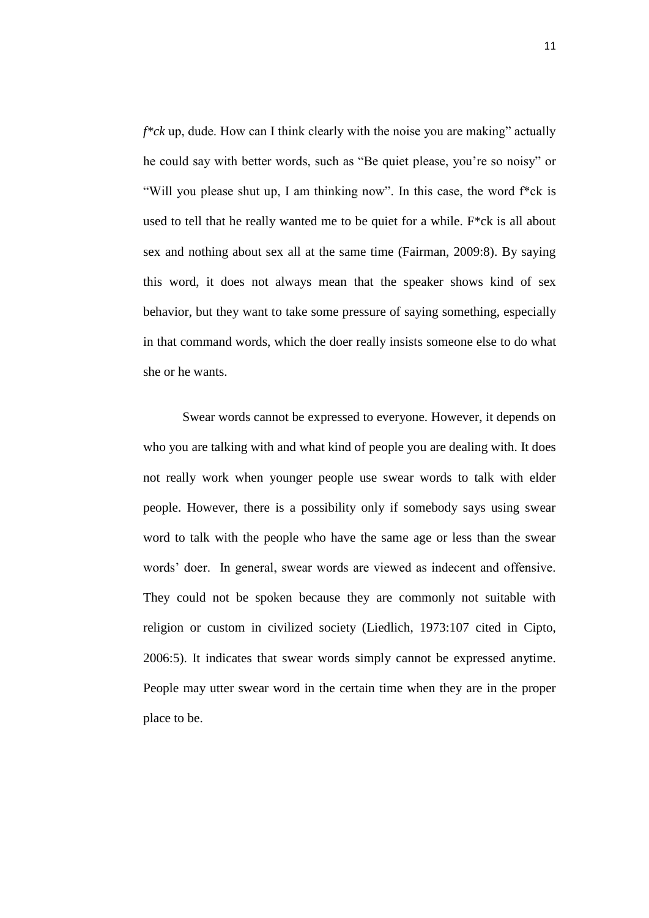*f*ck* up, dude. How can I think clearly with the noise you are making" actually he could say with better words, such as "Be quiet please, you're so noisy" or "Will you please shut up, I am thinking now". In this case, the word f*ck is used to tell that he really wanted me to be quiet for a while. F*ck is all about sex and nothing about sex all at the same time (Fairman, 2009:8). By saying this word, it does not always mean that the speaker shows kind of sex behavior, but they want to take some pressure of saying something, especially in that command words, which the doer really insists someone else to do what she or he wants.

Swear words cannot be expressed to everyone. However, it depends on who you are talking with and what kind of people you are dealing with. It does not really work when younger people use swear words to talk with elder people. However, there is a possibility only if somebody says using swear word to talk with the people who have the same age or less than the swear words' doer. In general, swear words are viewed as indecent and offensive. They could not be spoken because they are commonly not suitable with religion or custom in civilized society (Liedlich, 1973:107 cited in Cipto, 2006:5). It indicates that swear words simply cannot be expressed anytime. People may utter swear word in the certain time when they are in the proper place to be.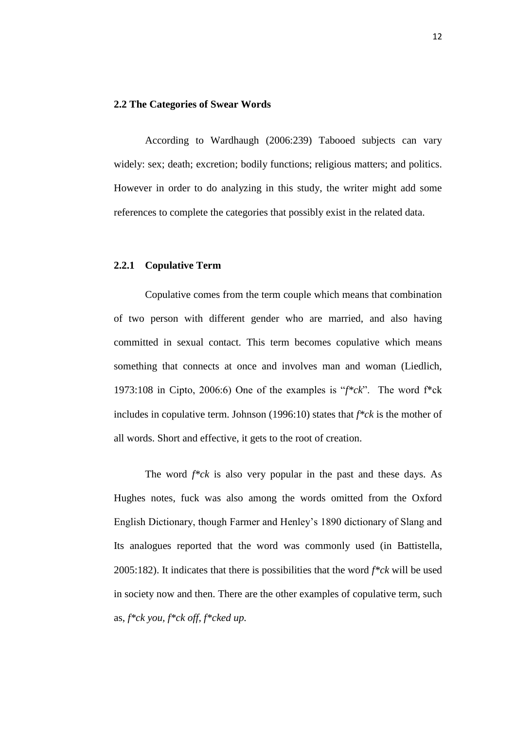### 2.2 The Categories of Swear Words

According to Wardhaugh (2006:239) Tabooed subjects can vary widely: sex; death; excretion; bodily functions; religious matters; and politics. However in order to do analyzing in this study, the writer might add some references to complete the categories that possibly exist in the related data.

#### 2.2.1 Copulative Term

Copulative comes from the term couple which means that combination of two person with different gender who are married, and also having committed in sexual contact. This term becomes copulative which means something that connects at once and involves man and woman (Liedlich, 1973:108 in Cipto, 2006:6) One of the examples is "*f*ck*". The word f*ck includes in copulative term. Johnson (1996:10) states that *f*ck* is the mother of all words. Short and effective, it gets to the root of creation.

The word *f*ck* is also very popular in the past and these days. As Hughes notes, fuck was also among the words omitted from the Oxford English Dictionary, though Farmer and Henley's 1890 dictionary of Slang and Its analogues reported that the word was commonly used (in Battistella, 2005:182). It indicates that there is possibilities that the word *f*ck* will be used in society now and then. There are the other examples of copulative term, such as, *f*ck you, f*ck off, f*cked up*.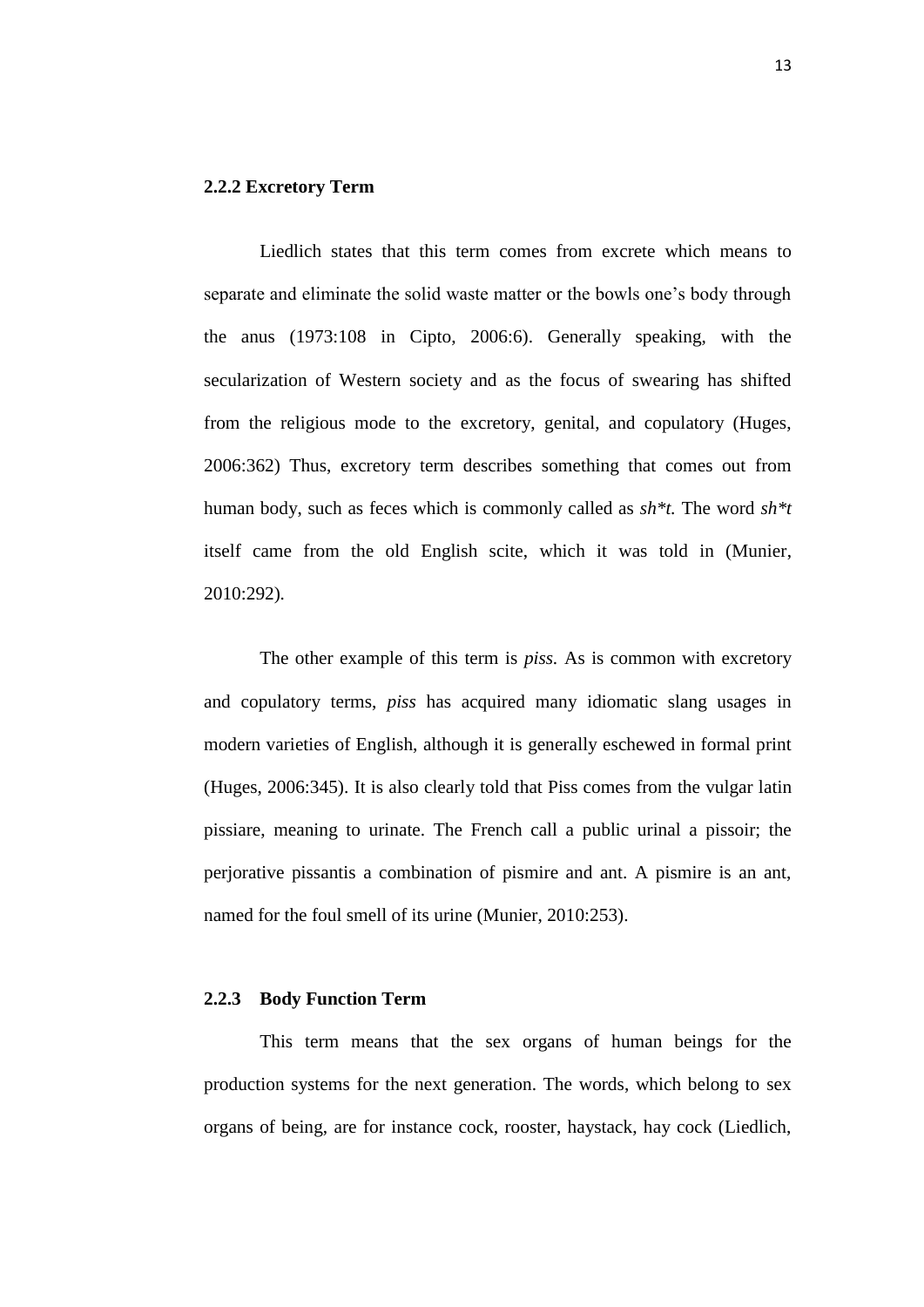### 2.2.2 Excretory Term

Liedlich states that this term comes from excrete which means to separate and eliminate the solid waste matter or the bowls one's body through the anus (1973:108 in Cipto, 2006:6). Generally speaking, with the secularization of Western society and as the focus of swearing has shifted from the religious mode to the excretory, genital, and copulatory (Huges, 2006:362) Thus, excretory term describes something that comes out from human body, such as feces which is commonly called as *sh*t.* The word *sh*t* itself came from the old English scite, which it was told in (Munier, 2010:292).

The other example of this term is *piss.* As is common with excretory and copulatory terms, *piss* has acquired many idiomatic slang usages in modern varieties of English, although it is generally eschewed in formal print (Huges, 2006:345). It is also clearly told that Piss comes from the vulgar latin pissiare, meaning to urinate. The French call a public urinal a pissoir; the perjorative pissantis a combination of pismire and ant. A pismire is an ant, named for the foul smell of its urine (Munier, 2010:253).

### 2.2.3 Body Function Term

This term means that the sex organs of human beings for the production systems for the next generation. The words, which belong to sex organs of being, are for instance cock, rooster, haystack, hay cock (Liedlich,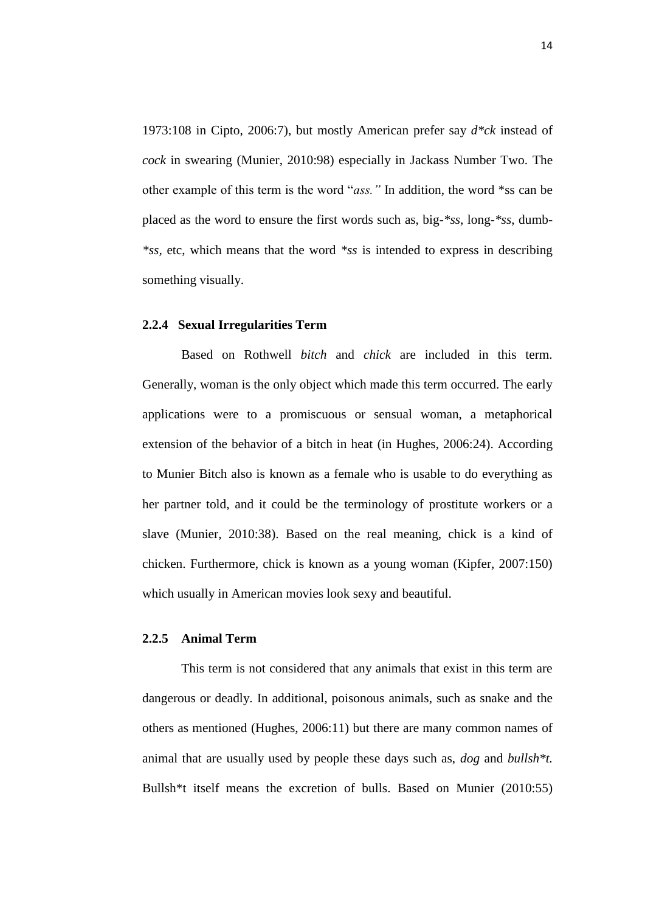1973:108 in Cipto, 2006:7), but mostly American prefer say *d*ck* instead of *cock* in swearing (Munier, 2010:98) especially in Jackass Number Two. The other example of this term is the word "*ass.*" In addition, the word *ss can be placed as the word to ensure the first words such as, big-**ss*, long-**ss*, dumb-**ss*, etc, which means that the word **ss* is intended to express in describing something visually.

### 2.2.4 Sexual Irregularities Term

Based on Rothwell *bitch* and *chick* are included in this term. Generally, woman is the only object which made this term occurred. The early applications were to a promiscuous or sensual woman, a metaphorical extension of the behavior of a bitch in heat (in Hughes, 2006:24). According to Munier Bitch also is known as a female who is usable to do everything as her partner told, and it could be the terminology of prostitute workers or a slave (Munier, 2010:38). Based on the real meaning, chick is a kind of chicken. Furthermore, chick is known as a young woman (Kipfer, 2007:150) which usually in American movies look sexy and beautiful.

### 2.2.5 Animal Term

This term is not considered that any animals that exist in this term are dangerous or deadly. In additional, poisonous animals, such as snake and the others as mentioned (Hughes, 2006:11) but there are many common names of animal that are usually used by people these days such as, *dog* and *bullsh*t.* Bullsh*t itself means the excretion of bulls. Based on Munier (2010:55)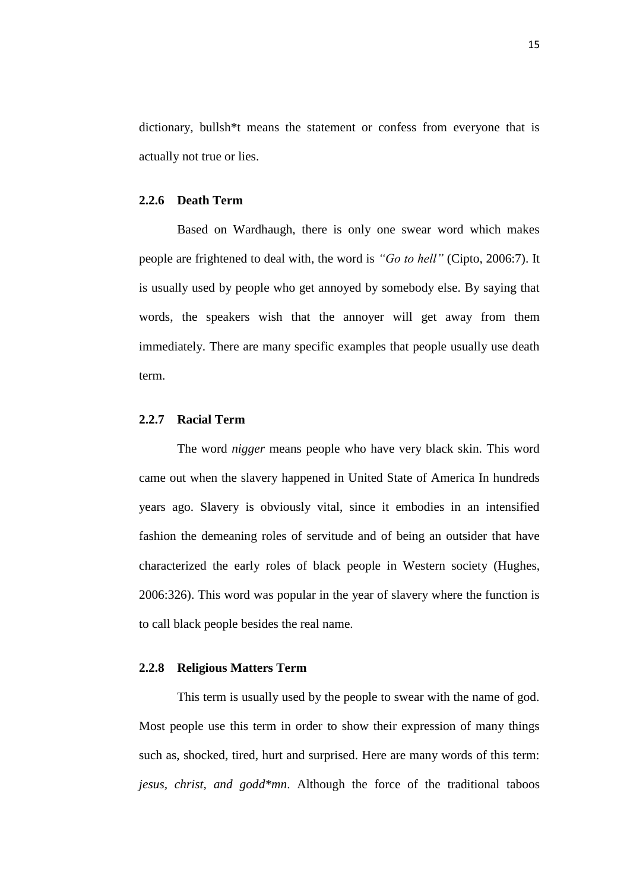dictionary, bullsh*t means the statement or confess from everyone that is actually not true or lies.

### 2.2.6 Death Term

Based on Wardhaugh, there is only one swear word which makes people are frightened to deal with, the word is *"Go to hell"* (Cipto, 2006:7). It is usually used by people who get annoyed by somebody else. By saying that words, the speakers wish that the annoyer will get away from them immediately. There are many specific examples that people usually use death term.

### 2.2.7 Racial Term

The word *nigger* means people who have very black skin. This word came out when the slavery happened in United State of America In hundreds years ago. Slavery is obviously vital, since it embodies in an intensified fashion the demeaning roles of servitude and of being an outsider that have characterized the early roles of black people in Western society (Hughes, 2006:326). This word was popular in the year of slavery where the function is to call black people besides the real name.

### 2.2.8 Religious Matters Term

This term is usually used by the people to swear with the name of god. Most people use this term in order to show their expression of many things such as, shocked, tired, hurt and surprised. Here are many words of this term: *jesus, christ, and godd*mn*. Although the force of the traditional taboos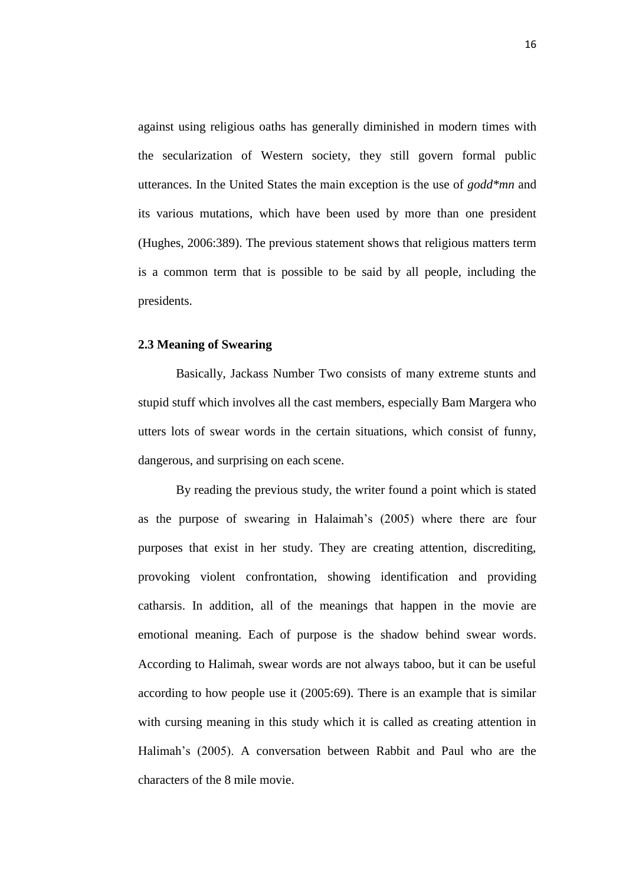against using religious oaths has generally diminished in modern times with the secularization of Western society, they still govern formal public utterances. In the United States the main exception is the use of *godd*mn* and its various mutations, which have been used by more than one president (Hughes, 2006:389). The previous statement shows that religious matters term is a common term that is possible to be said by all people, including the presidents.

### 2.3 Meaning of Swearing

Basically, Jackass Number Two consists of many extreme stunts and stupid stuff which involves all the cast members, especially Bam Margera who utters lots of swear words in the certain situations, which consist of funny, dangerous, and surprising on each scene.

By reading the previous study, the writer found a point which is stated as the purpose of swearing in Halaimah's (2005) where there are four purposes that exist in her study. They are creating attention, discrediting, provoking violent confrontation, showing identification and providing catharsis. In addition, all of the meanings that happen in the movie are emotional meaning. Each of purpose is the shadow behind swear words. According to Halimah, swear words are not always taboo, but it can be useful according to how people use it (2005:69). There is an example that is similar with cursing meaning in this study which it is called as creating attention in Halimah's (2005). A conversation between Rabbit and Paul who are the characters of the 8 mile movie.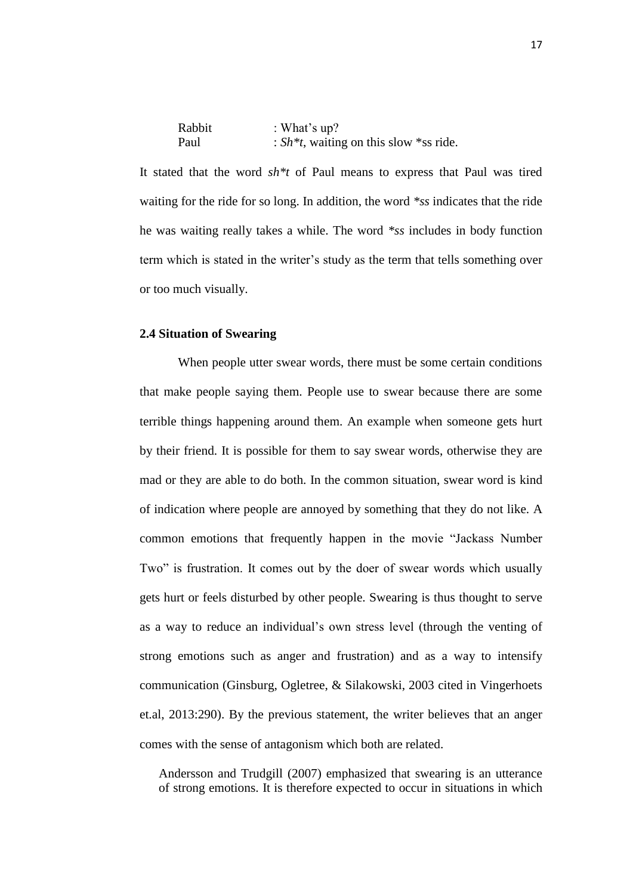Rabbit : What's up?  
Paul : *Sh*t*, waiting on this slow *ss ride.

It stated that the word *sh*t* of Paul means to express that Paul was tired waiting for the ride for so long. In addition, the word **ss* indicates that the ride he was waiting really takes a while. The word **ss* includes in body function term which is stated in the writer's study as the term that tells something over or too much visually.

### 2.4 Situation of Swearing

When people utter swear words, there must be some certain conditions that make people saying them. People use to swear because there are some terrible things happening around them. An example when someone gets hurt by their friend. It is possible for them to say swear words, otherwise they are mad or they are able to do both. In the common situation, swear word is kind of indication where people are annoyed by something that they do not like. A common emotions that frequently happen in the movie "Jackass Number Two" is frustration. It comes out by the doer of swear words which usually gets hurt or feels disturbed by other people. Swearing is thus thought to serve as a way to reduce an individual's own stress level (through the venting of strong emotions such as anger and frustration) and as a way to intensify communication (Ginsburg, Ogletree, & Silakowski, 2003 cited in Vingerhoets et.al, 2013:290). By the previous statement, the writer believes that an anger comes with the sense of antagonism which both are related.

> Andersson and Trudgill (2007) emphasized that swearing is an utterance of strong emotions. It is therefore expected to occur in situations in which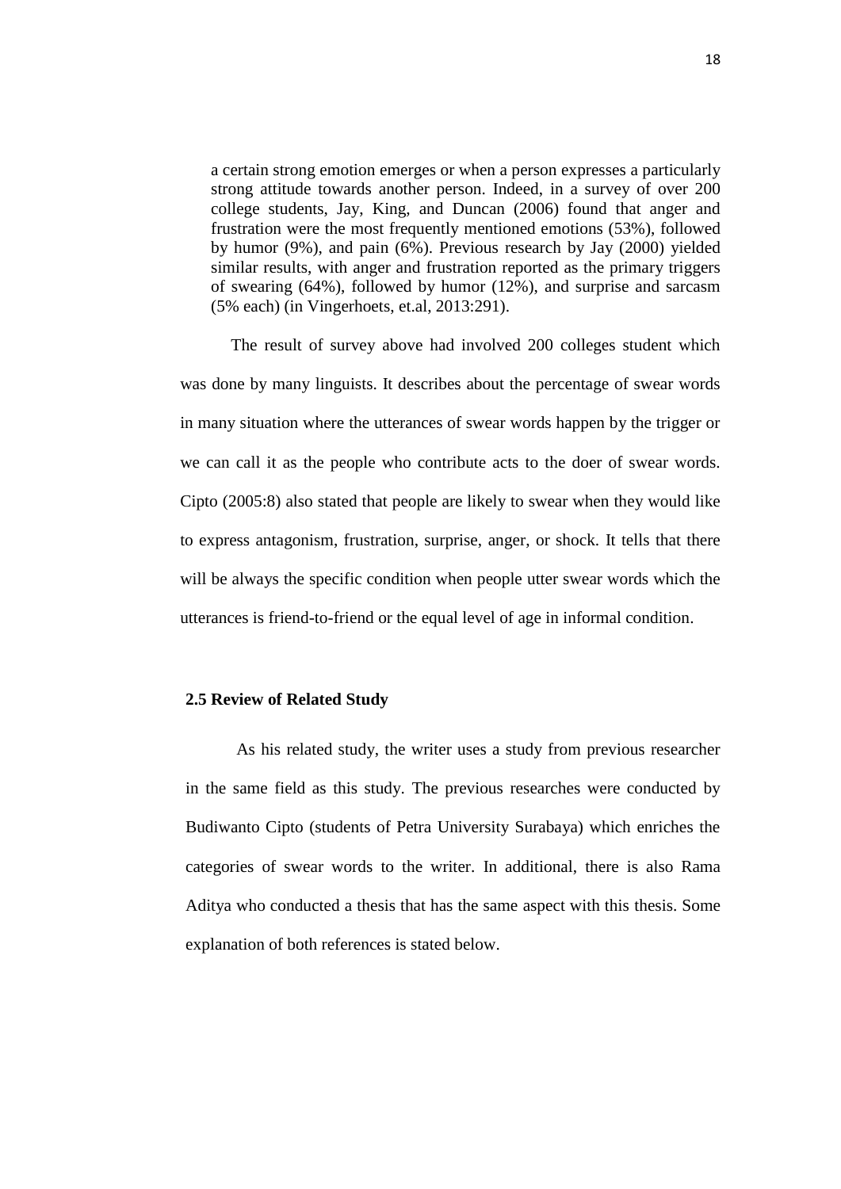> a certain strong emotion emerges or when a person expresses a particularly strong attitude towards another person. Indeed, in a survey of over 200 college students, Jay, King, and Duncan (2006) found that anger and frustration were the most frequently mentioned emotions (53%), followed by humor (9%), and pain (6%). Previous research by Jay (2000) yielded similar results, with anger and frustration reported as the primary triggers of swearing (64%), followed by humor (12%), and surprise and sarcasm (5% each) (in Vingerhoets, et.al, 2013:291).

The result of survey above had involved 200 colleges student which was done by many linguists. It describes about the percentage of swear words in many situation where the utterances of swear words happen by the trigger or we can call it as the people who contribute acts to the doer of swear words. Cipto (2005:8) also stated that people are likely to swear when they would like to express antagonism, frustration, surprise, anger, or shock. It tells that there will be always the specific condition when people utter swear words which the utterances is friend-to-friend or the equal level of age in informal condition.

## 2.5 Review of Related Study

As his related study, the writer uses a study from previous researcher in the same field as this study. The previous researches were conducted by Budiwanto Cipto (students of Petra University Surabaya) which enriches the categories of swear words to the writer. In additional, there is also Rama Aditya who conducted a thesis that has the same aspect with this thesis. Some explanation of both references is stated below.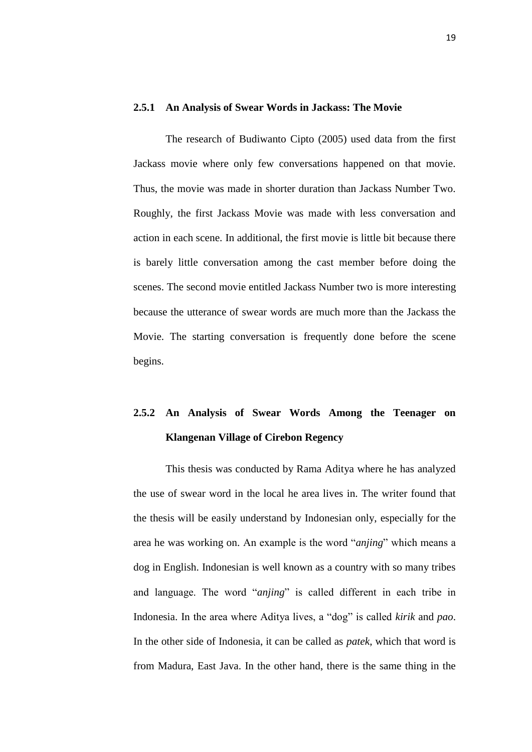### 2.5.1 An Analysis of Swear Words in Jackass: The Movie

The research of Budiwanto Cipto (2005) used data from the first Jackass movie where only few conversations happened on that movie. Thus, the movie was made in shorter duration than Jackass Number Two. Roughly, the first Jackass Movie was made with less conversation and action in each scene. In additional, the first movie is little bit because there is barely little conversation among the cast member before doing the scenes. The second movie entitled Jackass Number two is more interesting because the utterance of swear words are much more than the Jackass the Movie. The starting conversation is frequently done before the scene begins.

### 2.5.2 An Analysis of Swear Words Among the Teenager on Klangenan Village of Cirebon Regency

This thesis was conducted by Rama Aditya where he has analyzed the use of swear word in the local he area lives in. The writer found that the thesis will be easily understand by Indonesian only, especially for the area he was working on. An example is the word "*anjing*" which means a dog in English. Indonesian is well known as a country with so many tribes and language. The word "*anjing*" is called different in each tribe in Indonesia. In the area where Aditya lives, a "dog" is called *kirik* and *pao*. In the other side of Indonesia, it can be called as *patek*, which that word is from Madura, East Java. In the other hand, there is the same thing in the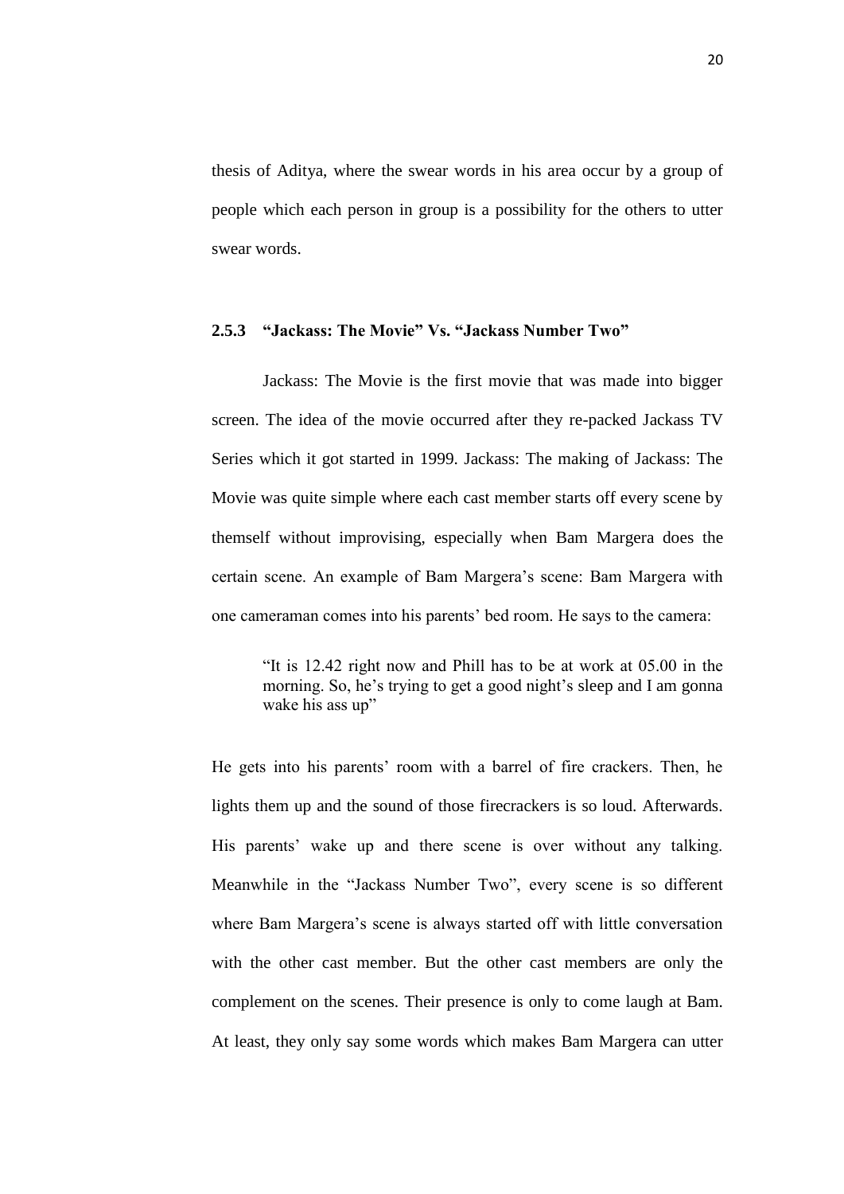thesis of Aditya, where the swear words in his area occur by a group of people which each person in group is a possibility for the others to utter swear words.

### 2.5.3 "Jackass: The Movie" Vs. "Jackass Number Two"

Jackass: The Movie is the first movie that was made into bigger screen. The idea of the movie occurred after they re-packed Jackass TV Series which it got started in 1999. Jackass: The making of Jackass: The Movie was quite simple where each cast member starts off every scene by themself without improvising, especially when Bam Margera does the certain scene. An example of Bam Margera's scene: Bam Margera with one cameraman comes into his parents' bed room. He says to the camera:

> "It is 12.42 right now and Phill has to be at work at 05.00 in the morning. So, he's trying to get a good night's sleep and I am gonna wake his ass up"

He gets into his parents' room with a barrel of fire crackers. Then, he lights them up and the sound of those firecrackers is so loud. Afterwards. His parents' wake up and there scene is over without any talking. Meanwhile in the "Jackass Number Two", every scene is so different where Bam Margera's scene is always started off with little conversation with the other cast member. But the other cast members are only the complement on the scenes. Their presence is only to come laugh at Bam. At least, they only say some words which makes Bam Margera can utter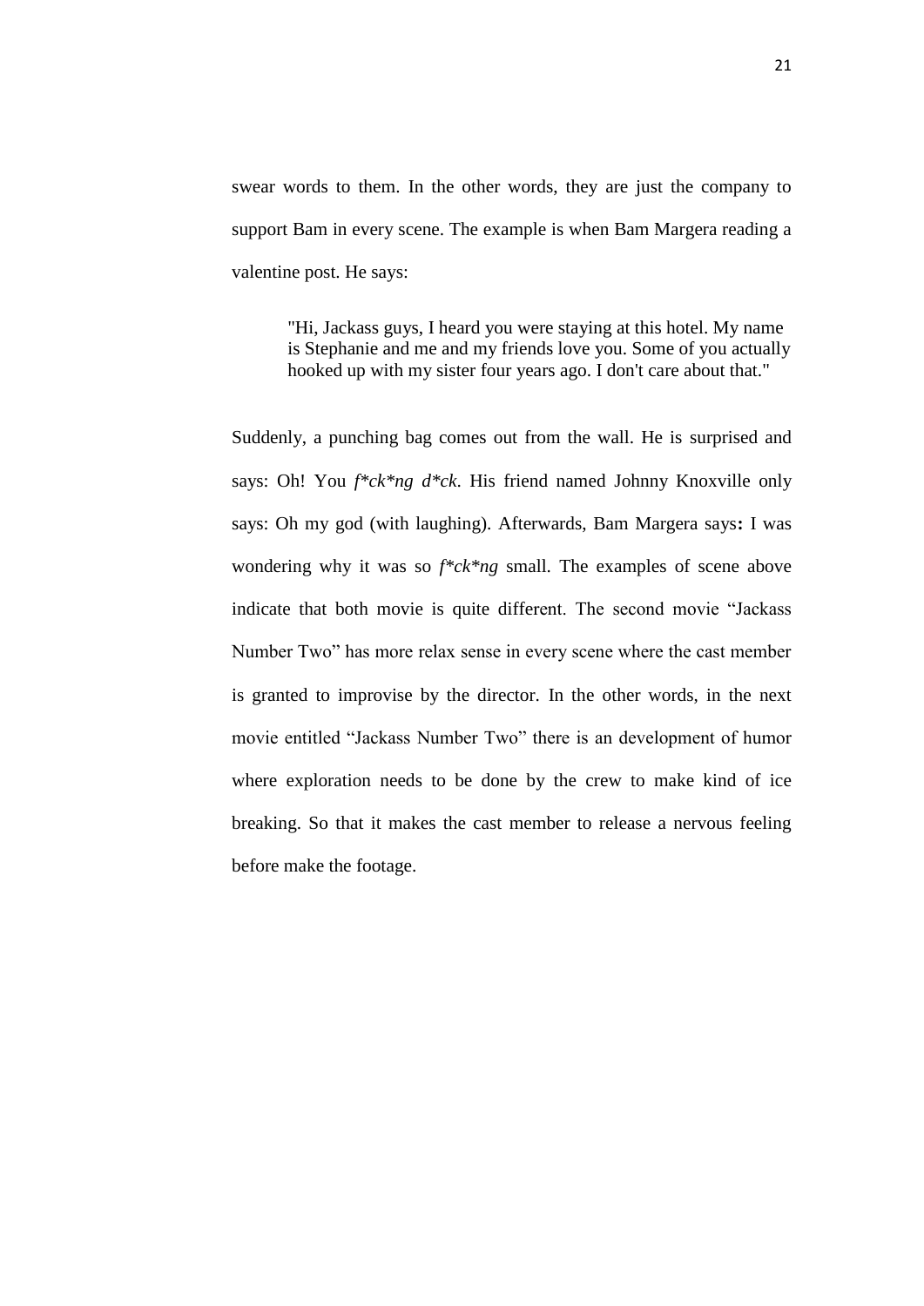swear words to them. In the other words, they are just the company to support Bam in every scene. The example is when Bam Margera reading a valentine post. He says:

> "Hi, Jackass guys, I heard you were staying at this hotel. My name is Stephanie and me and my friends love you. Some of you actually hooked up with my sister four years ago. I don't care about that."

Suddenly, a punching bag comes out from the wall. He is surprised and says: Oh! You *f*ck*ng d*ck*. His friend named Johnny Knoxville only says: Oh my god (with laughing). Afterwards, Bam Margera says**:** I was wondering why it was so *f*ck*ng* small. The examples of scene above indicate that both movie is quite different. The second movie "Jackass Number Two" has more relax sense in every scene where the cast member is granted to improvise by the director. In the other words, in the next movie entitled "Jackass Number Two" there is an development of humor where exploration needs to be done by the crew to make kind of ice breaking. So that it makes the cast member to release a nervous feeling before make the footage.